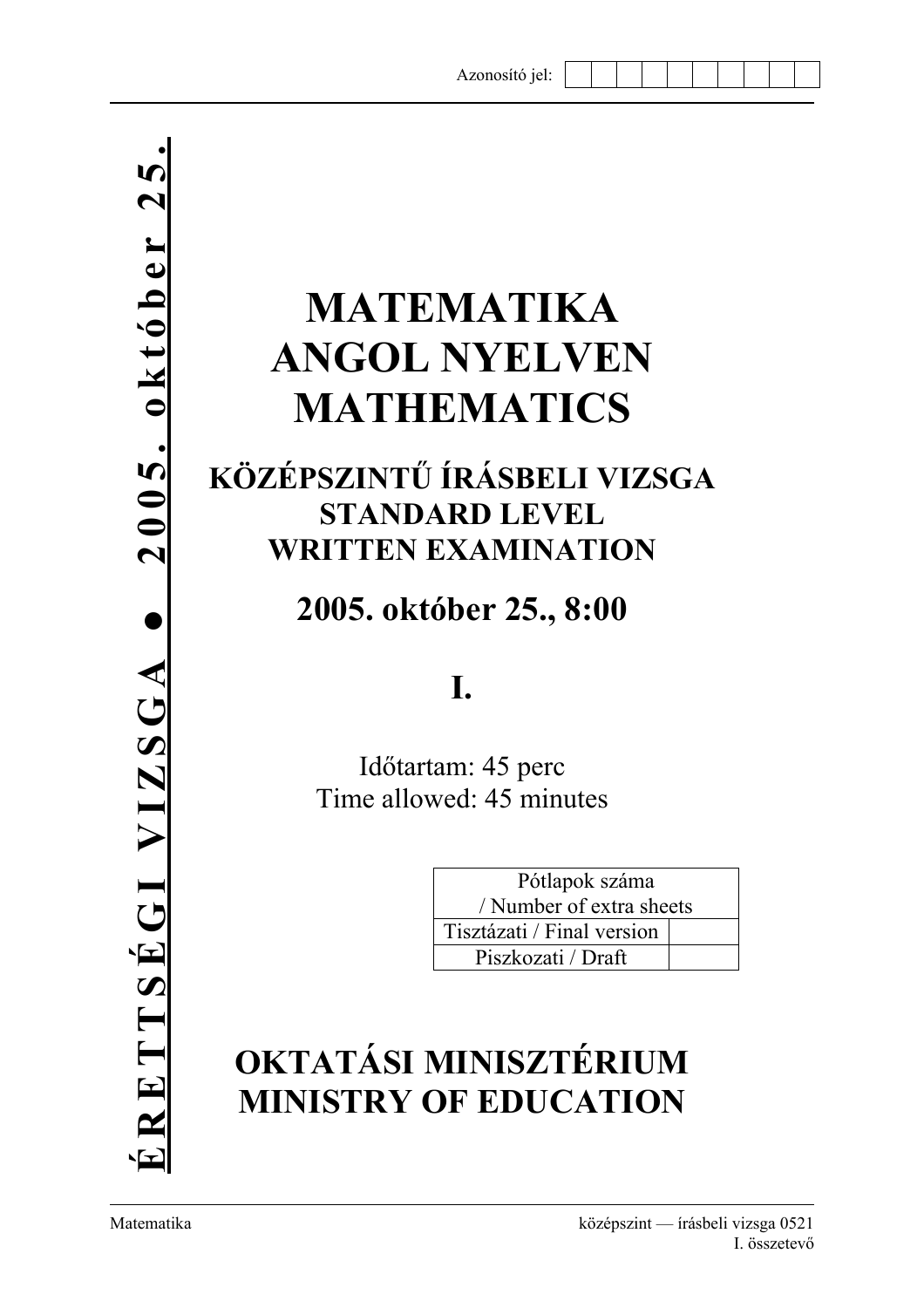Azonosító jel:

**ÉRETTSÉGI VIZSGA • 2005. október 25.**

# MATEMATIKA ANGOL NYELVEN MATHEMATICS

## KÖZÉPSZINTŰ ÍRÁSBELI VIZSGA STANDARD LEVEL WRITTEN EXAMINATION

## 2005. október 25., 8:00

## I.

Időtartam: 45 perc
Time allowed: 45 minutes

| Pótlapok száma / Number of extra sheets | |
|---|---|
| Tisztázati / Final version | |
| Piszkozati / Draft | |

## OKTATÁSI MINISZTÉRIUM MINISTRY OF EDUCATION

Matematika — középszint — írásbeli vizsga 0521, I. összetevő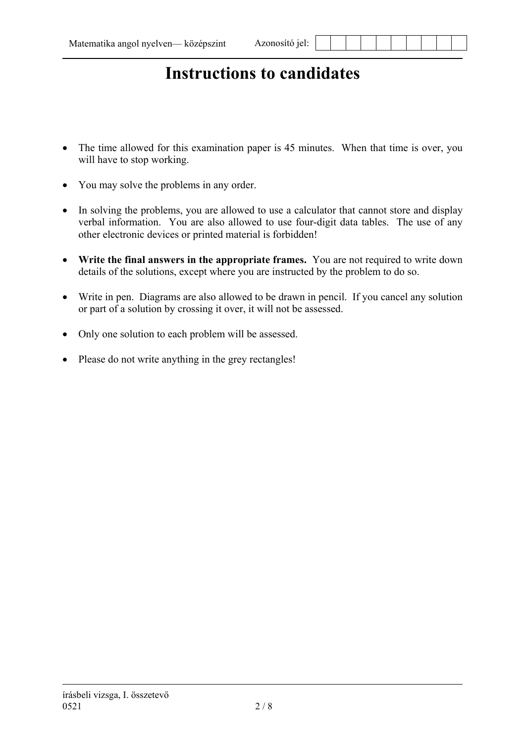# Instructions to candidates

- The time allowed for this examination paper is 45 minutes. When that time is over, you will have to stop working.
- You may solve the problems in any order.
- In solving the problems, you are allowed to use a calculator that cannot store and display verbal information. You are also allowed to use four-digit data tables. The use of any other electronic devices or printed material is forbidden!
- **Write the final answers in the appropriate frames.** You are not required to write down details of the solutions, except where you are instructed by the problem to do so.
- Write in pen. Diagrams are also allowed to be drawn in pencil. If you cancel any solution or part of a solution by crossing it over, it will not be assessed.
- Only one solution to each problem will be assessed.
- Please do not write anything in the grey rectangles!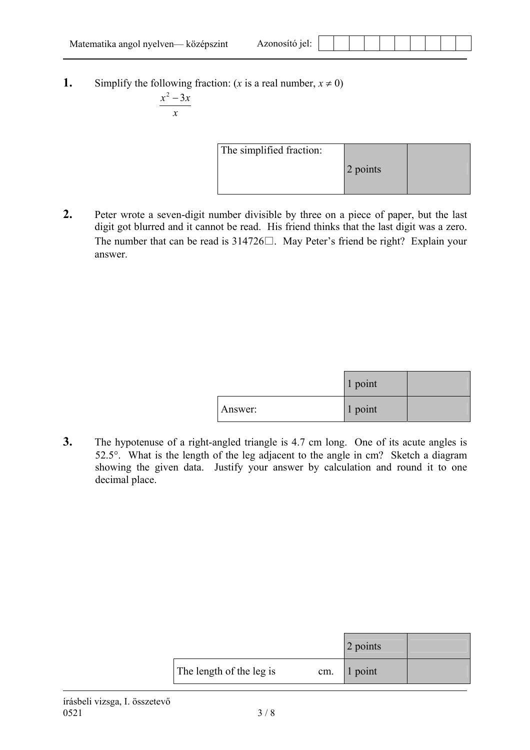**1.** Simplify the following fraction: ($x$ is a real number, $x \neq 0$)

$$\frac{x^2 - 3x}{x}$$

| The simplified fraction: | 2 points | |
|---|---|---|

**2.** Peter wrote a seven-digit number divisible by three on a piece of paper, but the last digit got blurred and it cannot be read. His friend thinks that the last digit was a zero. The number that can be read is 314726□. May Peter's friend be right? Explain your answer.

| | 1 point | |
|---|---|---|
| Answer: | 1 point | |

**3.** The hypotenuse of a right-angled triangle is 4.7 cm long. One of its acute angles is 52.5°. What is the length of the leg adjacent to the angle in cm? Sketch a diagram showing the given data. Justify your answer by calculation and round it to one decimal place.

| | 2 points | |
|---|---|---|
| The length of the leg is cm. | 1 point | |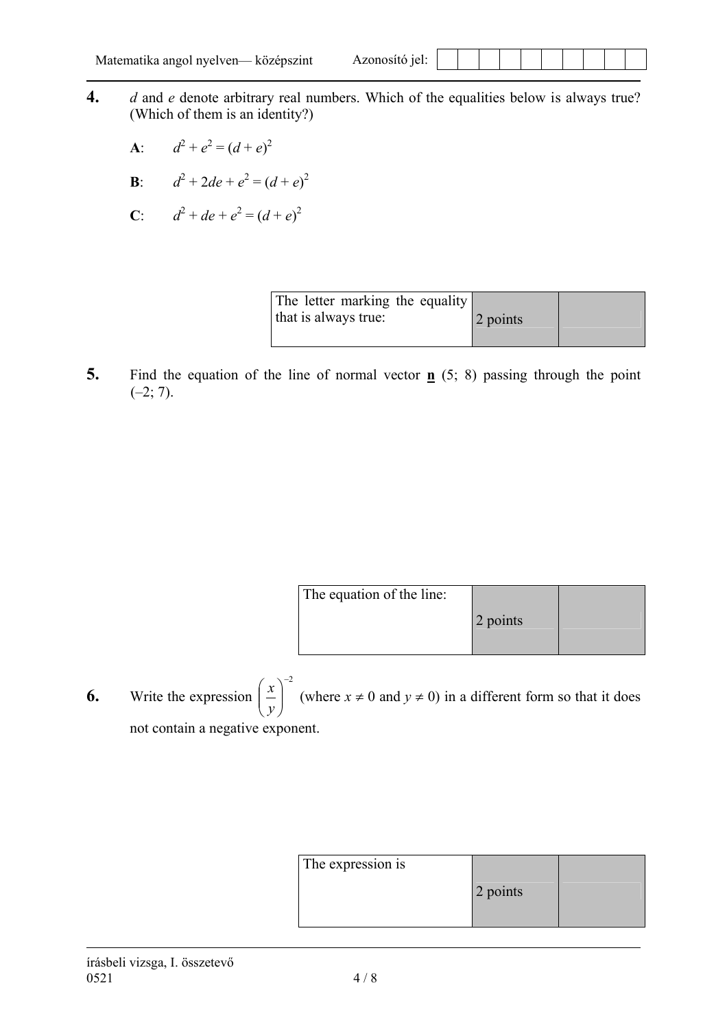**4.** $d$ and $e$ denote arbitrary real numbers. Which of the equalities below is always true? (Which of them is an identity?)

**A**: $d^2 + e^2 = (d + e)^2$

**B**: $d^2 + 2de + e^2 = (d + e)^2$

**C**: $d^2 + de + e^2 = (d + e)^2$

| The letter marking the equality that is always true: | 2 points | |
|---|---|---|

**5.** Find the equation of the line of normal vector **n** (5; 8) passing through the point (–2; 7).

| The equation of the line: | 2 points | |
|---|---|---|

**6.** Write the expression $\left(\frac{x}{y}\right)^{-2}$ (where $x \neq 0$ and $y \neq 0$) in a different form so that it does not contain a negative exponent.

| The expression is | 2 points | |
|---|---|---|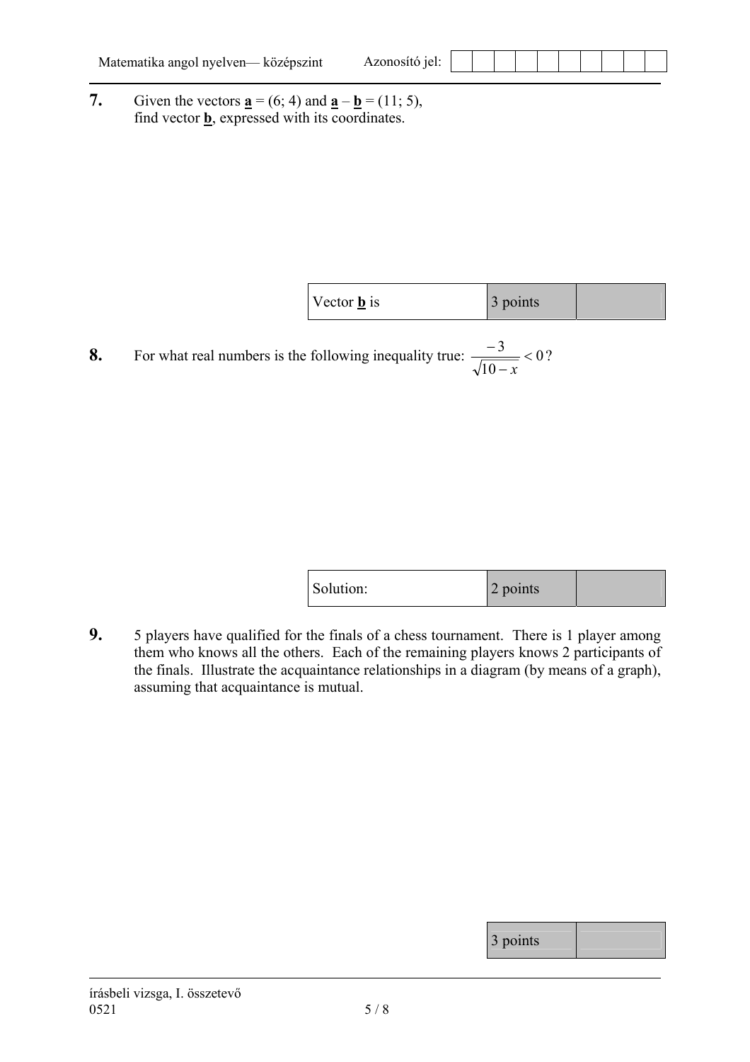**7.** Given the vectors $\underline{\mathbf{a}} = (6; 4)$ and $\underline{\mathbf{a}} - \underline{\mathbf{b}} = (11; 5)$, find vector $\underline{\mathbf{b}}$, expressed with its coordinates.

| Vector $\underline{\mathbf{b}}$ is | 3 points | |
|---|---|---|

**8.** For what real numbers is the following inequality true: $\dfrac{-3}{\sqrt{10-x}} < 0$?

| Solution: | 2 points | |
|---|---|---|

**9.** 5 players have qualified for the finals of a chess tournament. There is 1 player among them who knows all the others. Each of the remaining players knows 2 participants of the finals. Illustrate the acquaintance relationships in a diagram (by means of a graph), assuming that acquaintance is mutual.

| 3 points | |
|---|---|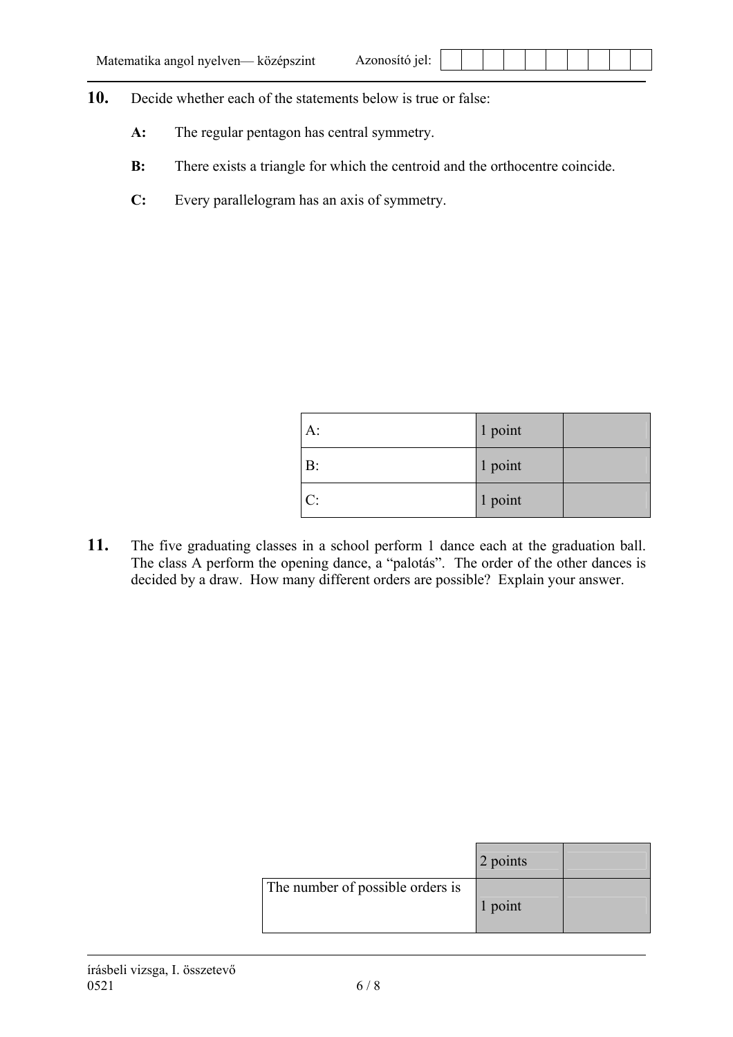**10.** Decide whether each of the statements below is true or false:

**A:** The regular pentagon has central symmetry.

**B:** There exists a triangle for which the centroid and the orthocentre coincide.

**C:** Every parallelogram has an axis of symmetry.

| | | |
|---|---|---|
| A: | 1 point | |
| B: | 1 point | |
| C: | 1 point | |

**11.** The five graduating classes in a school perform 1 dance each at the graduation ball. The class A perform the opening dance, a "palotás". The order of the other dances is decided by a draw. How many different orders are possible? Explain your answer.

| | | |
|---|---|---|
| | 2 points | |
| The number of possible orders is | 1 point | |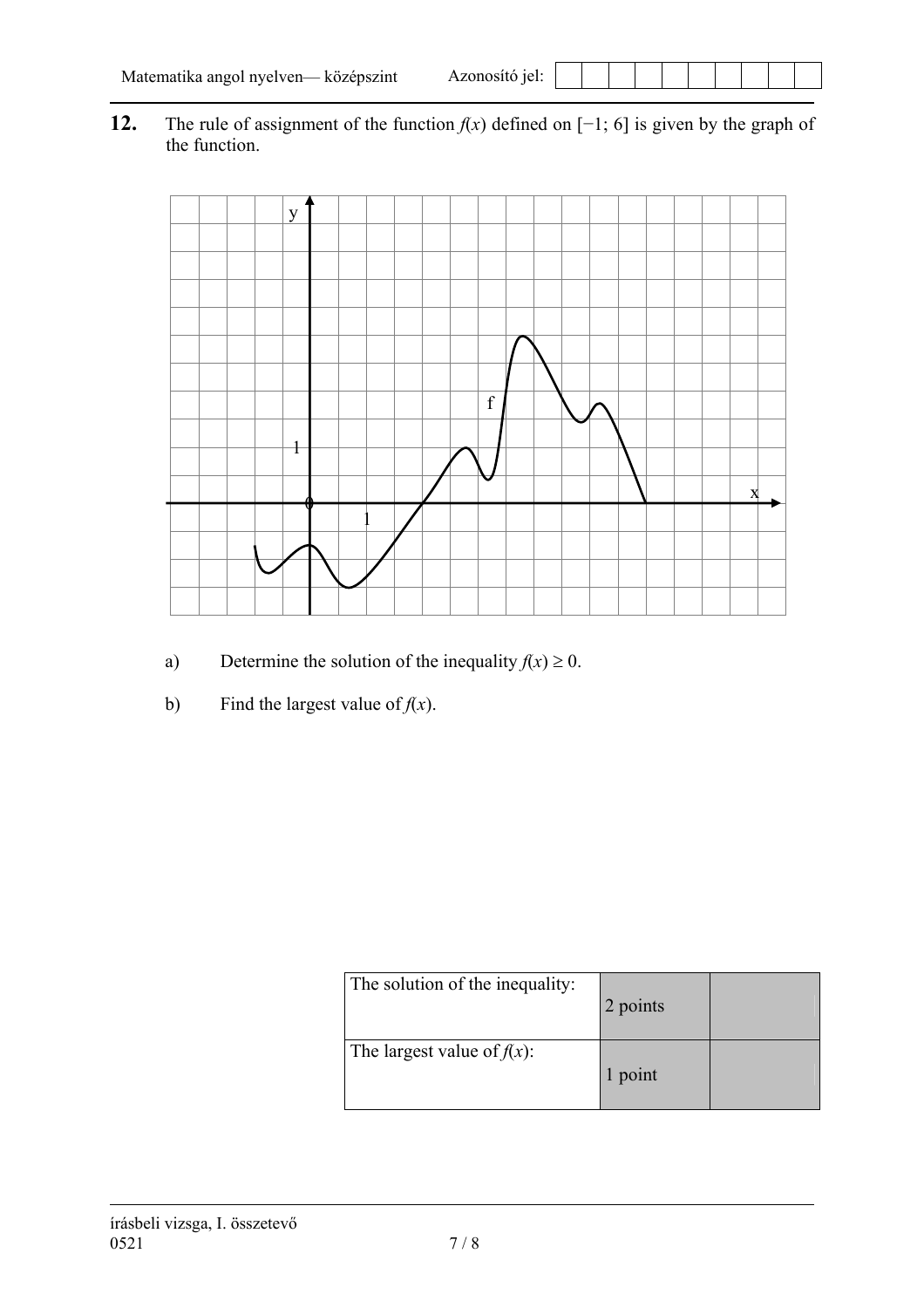**12.** The rule of assignment of the function $f(x)$ defined on $[-1; 6]$ is given by the graph of the function.

a) Determine the solution of the inequality $f(x) \geq 0$.

b) Find the largest value of $f(x)$.

| The solution of the inequality: | 2 points | |
|---|---|---|
| The largest value of $f(x)$: | 1 point | |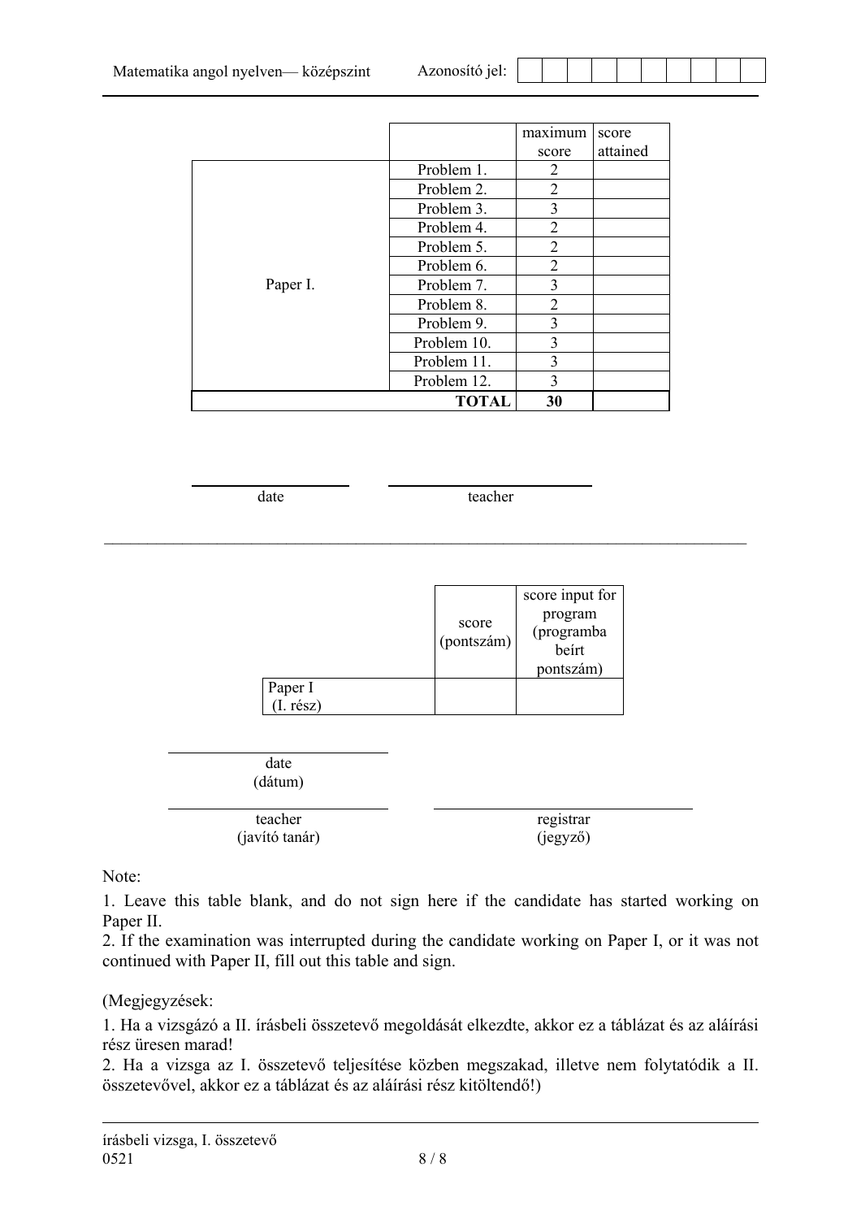| | | maximum score | score attained |
|---|---|---|---|
| Paper I. | Problem 1. | 2 | |
| | Problem 2. | 2 | |
| | Problem 3. | 3 | |
| | Problem 4. | 2 | |
| | Problem 5. | 2 | |
| | Problem 6. | 2 | |
| | Problem 7. | 3 | |
| | Problem 8. | 2 | |
| | Problem 9. | 3 | |
| | Problem 10. | 3 | |
| | Problem 11. | 3 | |
| | Problem 12. | 3 | |
| | **TOTAL** | **30** | |

date ______________ teacher ______________

---

| | score (pontszám) | score input for program (programba beírt pontszám) |
|---|---|---|
| Paper I (I. rész) | | |

date (dátum) ______________

teacher (javító tanár) ______________ registrar (jegyző) ______________

Note:

1. Leave this table blank, and do not sign here if the candidate has started working on Paper II.
2. If the examination was interrupted during the candidate working on Paper I, or it was not continued with Paper II, fill out this table and sign.

(Megjegyzések:

1. Ha a vizsgázó a II. írásbeli összetevő megoldását elkezdte, akkor ez a táblázat és az aláírási rész üresen marad!
2. Ha a vizsga az I. összetevő teljesítése közben megszakad, illetve nem folytatódik a II. összetevővel, akkor ez a táblázat és az aláírási rész kitöltendő!)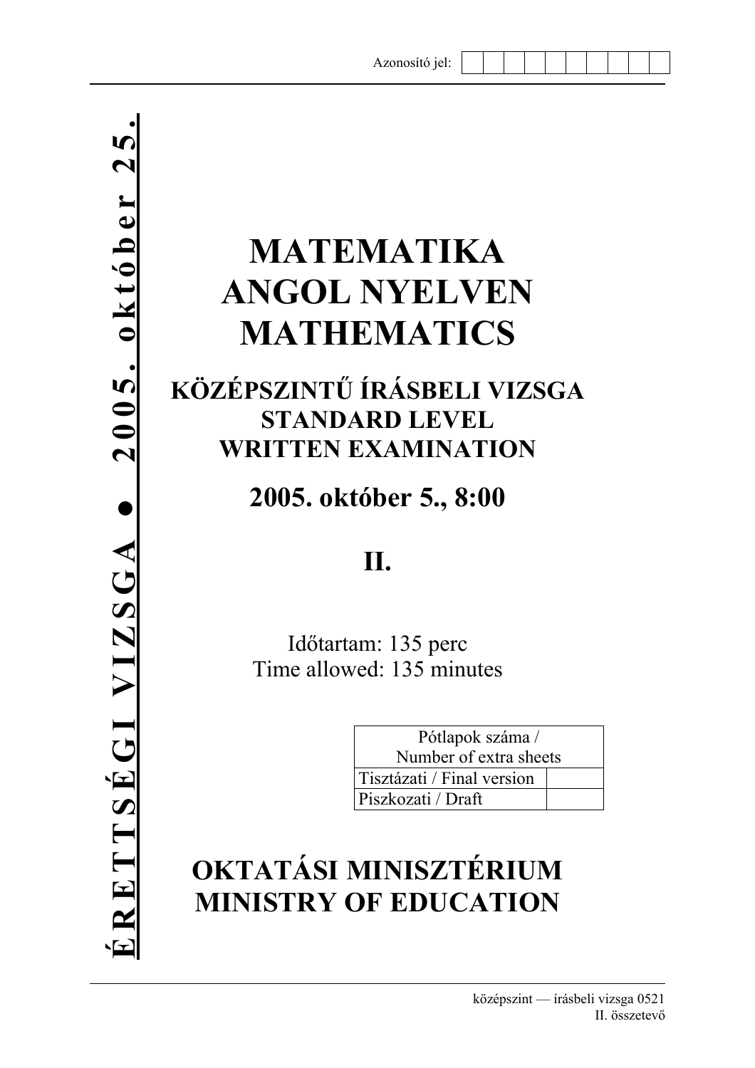Azonosító jel:

**ÉRETTSÉGI VIZSGA ● 2005. október 25.**

# MATEMATIKA ANGOL NYELVEN MATHEMATICS

## KÖZÉPSZINTŰ ÍRÁSBELI VIZSGA STANDARD LEVEL WRITTEN EXAMINATION

## 2005. október 5., 8:00

## II.

Időtartam: 135 perc
Time allowed: 135 minutes

| Pótlapok száma / Number of extra sheets | |
|---|---|
| Tisztázati / Final version | |
| Piszkozati / Draft | |

## OKTATÁSI MINISZTÉRIUM MINISTRY OF EDUCATION

középszint — írásbeli vizsga 0521
II. összetevő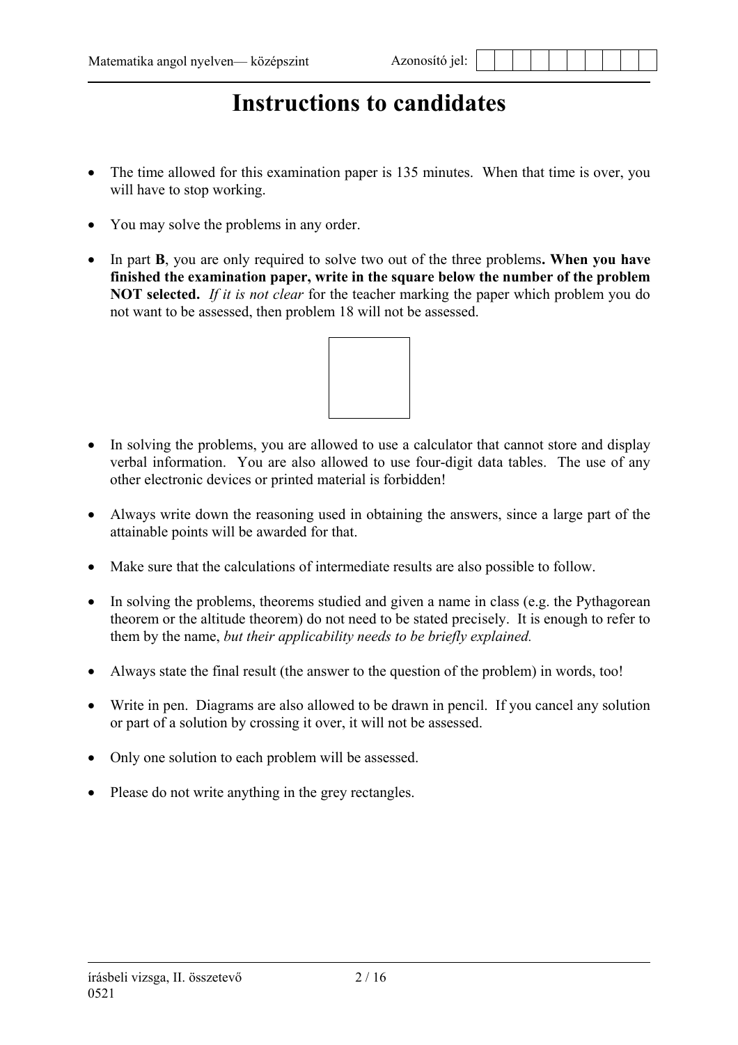# Instructions to candidates

- The time allowed for this examination paper is 135 minutes. When that time is over, you will have to stop working.
- You may solve the problems in any order.
- In part **B**, you are only required to solve two out of the three problems**. When you have finished the examination paper, write in the square below the number of the problem NOT selected.** *If it is not clear* for the teacher marking the paper which problem you do not want to be assessed, then problem 18 will not be assessed.

- In solving the problems, you are allowed to use a calculator that cannot store and display verbal information. You are also allowed to use four-digit data tables. The use of any other electronic devices or printed material is forbidden!
- Always write down the reasoning used in obtaining the answers, since a large part of the attainable points will be awarded for that.
- Make sure that the calculations of intermediate results are also possible to follow.
- In solving the problems, theorems studied and given a name in class (e.g. the Pythagorean theorem or the altitude theorem) do not need to be stated precisely. It is enough to refer to them by the name, *but their applicability needs to be briefly explained.*
- Always state the final result (the answer to the question of the problem) in words, too!
- Write in pen. Diagrams are also allowed to be drawn in pencil. If you cancel any solution or part of a solution by crossing it over, it will not be assessed.
- Only one solution to each problem will be assessed.
- Please do not write anything in the grey rectangles.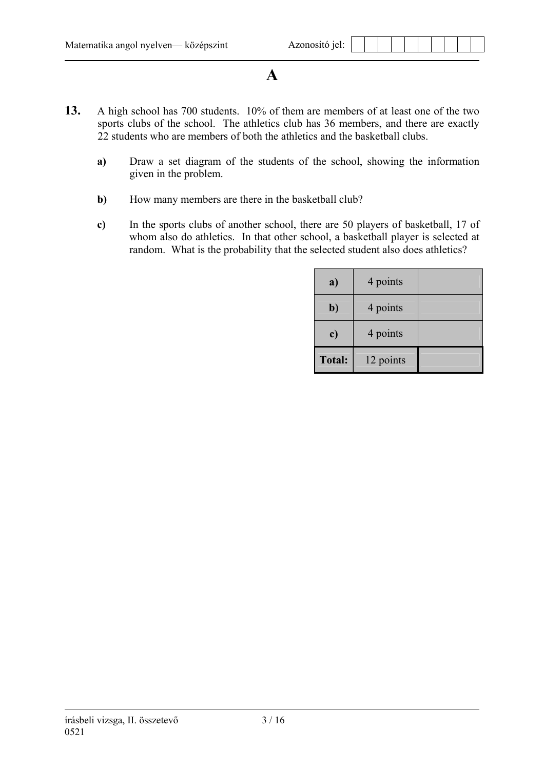# A

**13.** A high school has 700 students. 10% of them are members of at least one of the two sports clubs of the school. The athletics club has 36 members, and there are exactly 22 students who are members of both the athletics and the basketball clubs.

**a)** Draw a set diagram of the students of the school, showing the information given in the problem.

**b)** How many members are there in the basketball club?

**c)** In the sports clubs of another school, there are 50 players of basketball, 17 of whom also do athletics. In that other school, a basketball player is selected at random. What is the probability that the selected student also does athletics?

| | | |
|---|---|---|
| **a)** | 4 points | |
| **b)** | 4 points | |
| **c)** | 4 points | |
| **Total:** | 12 points | |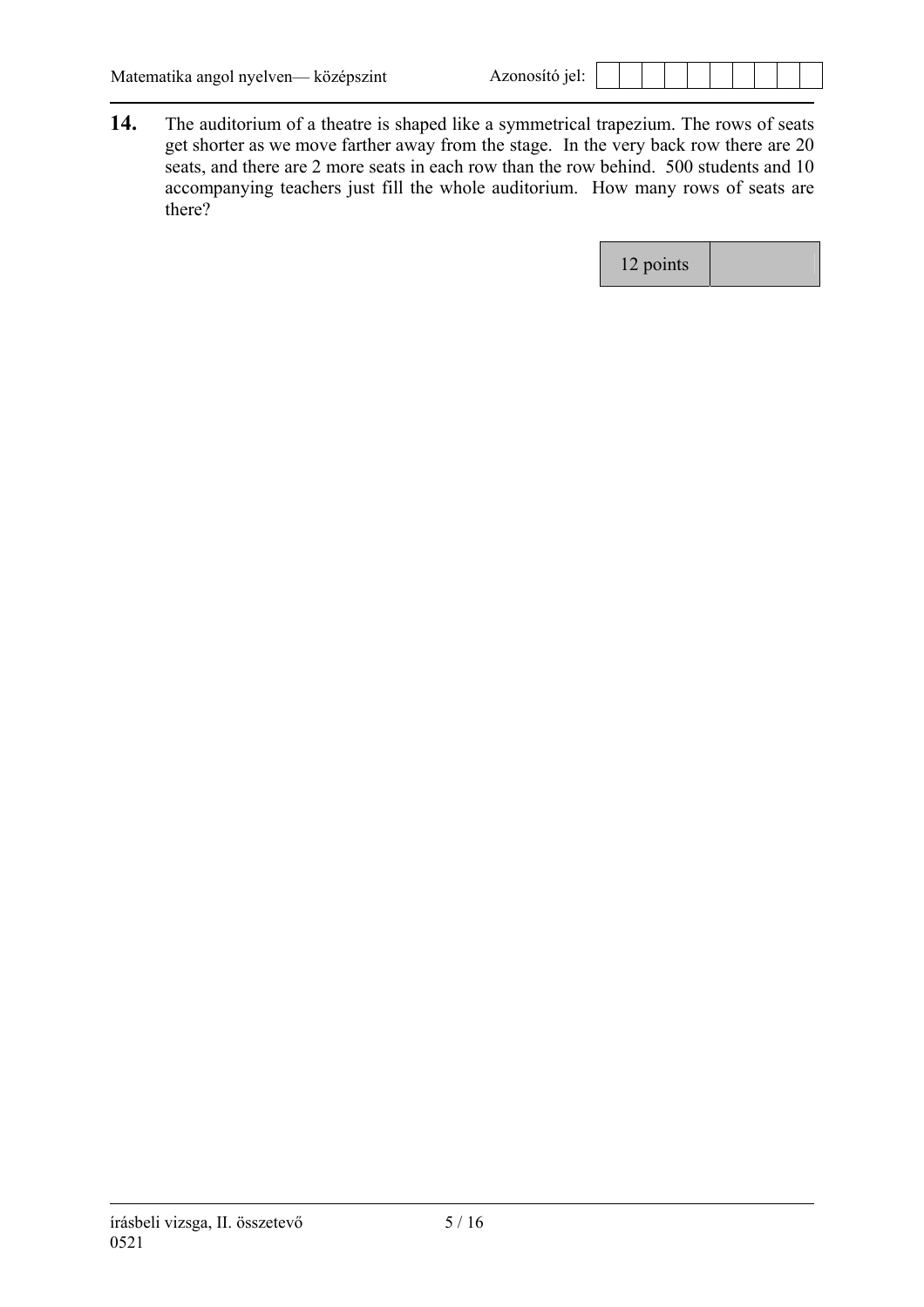**14.** The auditorium of a theatre is shaped like a symmetrical trapezium. The rows of seats get shorter as we move farther away from the stage. In the very back row there are 20 seats, and there are 2 more seats in each row than the row behind. 500 students and 10 accompanying teachers just fill the whole auditorium. How many rows of seats are there?

| 12 points | |
|---|---|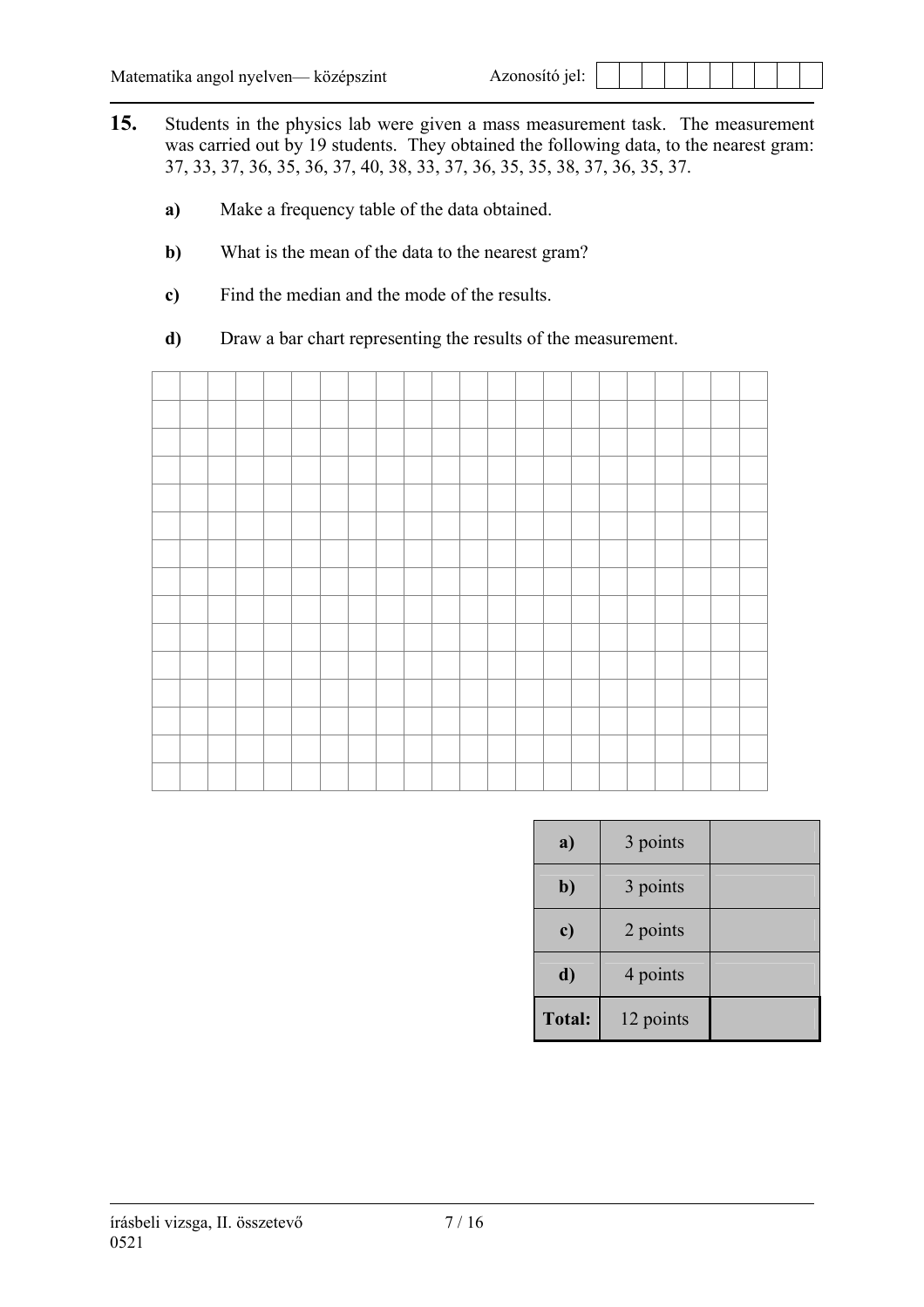**15.** Students in the physics lab were given a mass measurement task. The measurement was carried out by 19 students. They obtained the following data, to the nearest gram: 37, 33, 37, 36, 35, 36, 37, 40, 38, 33, 37, 36, 35, 35, 38, 37, 36, 35, 37.

**a)** Make a frequency table of the data obtained.

**b)** What is the mean of the data to the nearest gram?

**c)** Find the median and the mode of the results.

**d)** Draw a bar chart representing the results of the measurement.

| | | |
|---|---|---|
| **a)** | 3 points | |
| **b)** | 3 points | |
| **c)** | 2 points | |
| **d)** | 4 points | |
| **Total:** | 12 points | |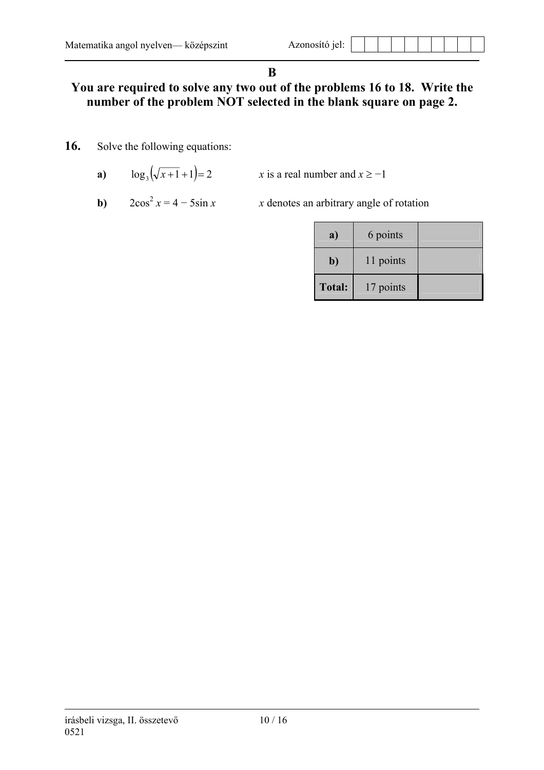## B

**You are required to solve any two out of the problems 16 to 18. Write the number of the problem NOT selected in the blank square on page 2.**

**16.** Solve the following equations:

**a)** $\log_3\left(\sqrt{x+1}+1\right)=2$ $\quad$ $x$ is a real number and $x \geq -1$

**b)** $2\cos^2 x = 4 - 5\sin x$ $\quad$ $x$ denotes an arbitrary angle of rotation

| | | |
|---|---|---|
| **a)** | 6 points | |
| **b)** | 11 points | |
| **Total:** | 17 points | |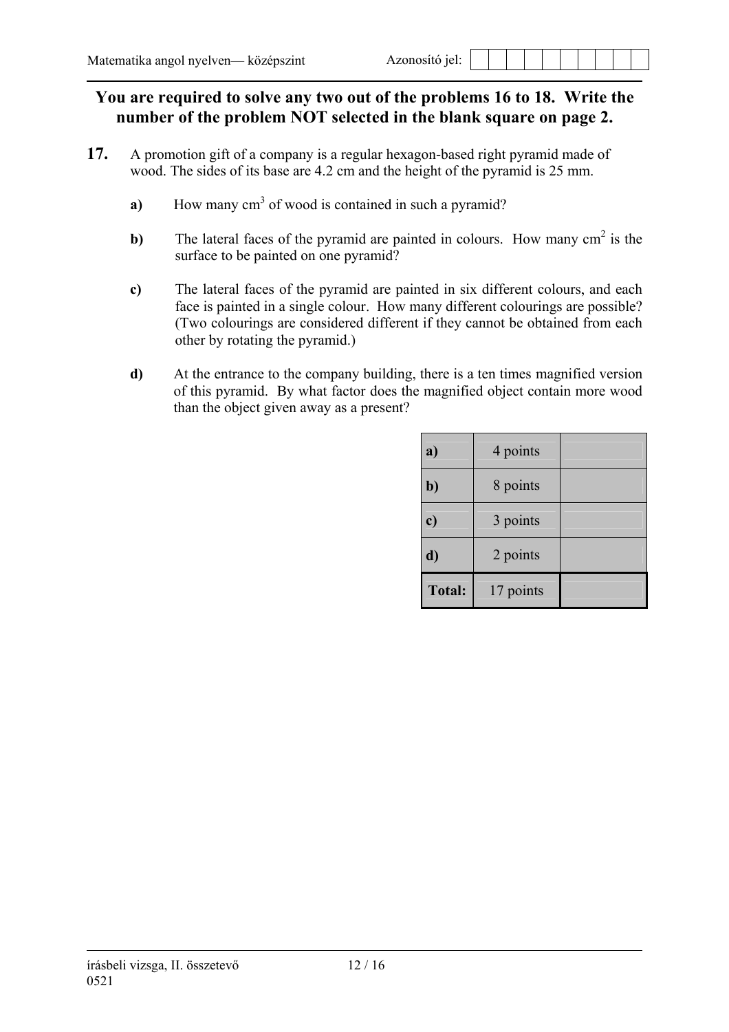**You are required to solve any two out of the problems 16 to 18. Write the number of the problem NOT selected in the blank square on page 2.**

**17.** A promotion gift of a company is a regular hexagon-based right pyramid made of wood. The sides of its base are 4.2 cm and the height of the pyramid is 25 mm.

**a)** How many $cm^3$ of wood is contained in such a pyramid?

**b)** The lateral faces of the pyramid are painted in colours. How many $cm^2$ is the surface to be painted on one pyramid?

**c)** The lateral faces of the pyramid are painted in six different colours, and each face is painted in a single colour. How many different colourings are possible? (Two colourings are considered different if they cannot be obtained from each other by rotating the pyramid.)

**d)** At the entrance to the company building, there is a ten times magnified version of this pyramid. By what factor does the magnified object contain more wood than the object given away as a present?

| | | |
|---|---|---|
| **a)** | 4 points | |
| **b)** | 8 points | |
| **c)** | 3 points | |
| **d)** | 2 points | |
| **Total:** | 17 points | |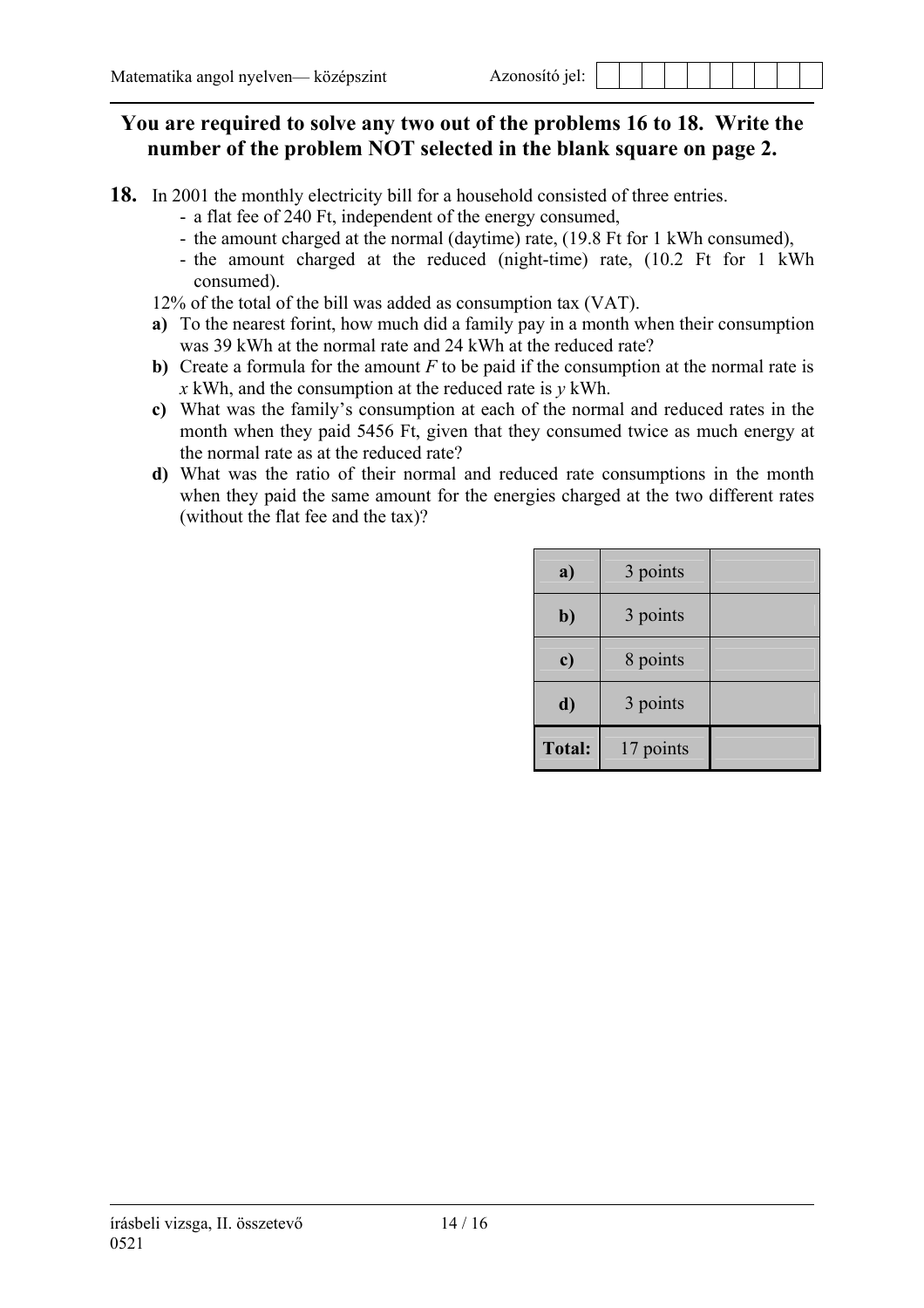**You are required to solve any two out of the problems 16 to 18. Write the number of the problem NOT selected in the blank square on page 2.**

**18.** In 2001 the monthly electricity bill for a household consisted of three entries.

- a flat fee of 240 Ft, independent of the energy consumed,
- the amount charged at the normal (daytime) rate, (19.8 Ft for 1 kWh consumed),
- the amount charged at the reduced (night-time) rate, (10.2 Ft for 1 kWh consumed).

12% of the total of the bill was added as consumption tax (VAT).

**a)** To the nearest forint, how much did a family pay in a month when their consumption was 39 kWh at the normal rate and 24 kWh at the reduced rate?

**b)** Create a formula for the amount $F$ to be paid if the consumption at the normal rate is $x$ kWh, and the consumption at the reduced rate is $y$ kWh.

**c)** What was the family's consumption at each of the normal and reduced rates in the month when they paid 5456 Ft, given that they consumed twice as much energy at the normal rate as at the reduced rate?

**d)** What was the ratio of their normal and reduced rate consumptions in the month when they paid the same amount for the energies charged at the two different rates (without the flat fee and the tax)?

| | | |
|---|---|---|
| **a)** | 3 points | |
| **b)** | 3 points | |
| **c)** | 8 points | |
| **d)** | 3 points | |
| **Total:** | 17 points | |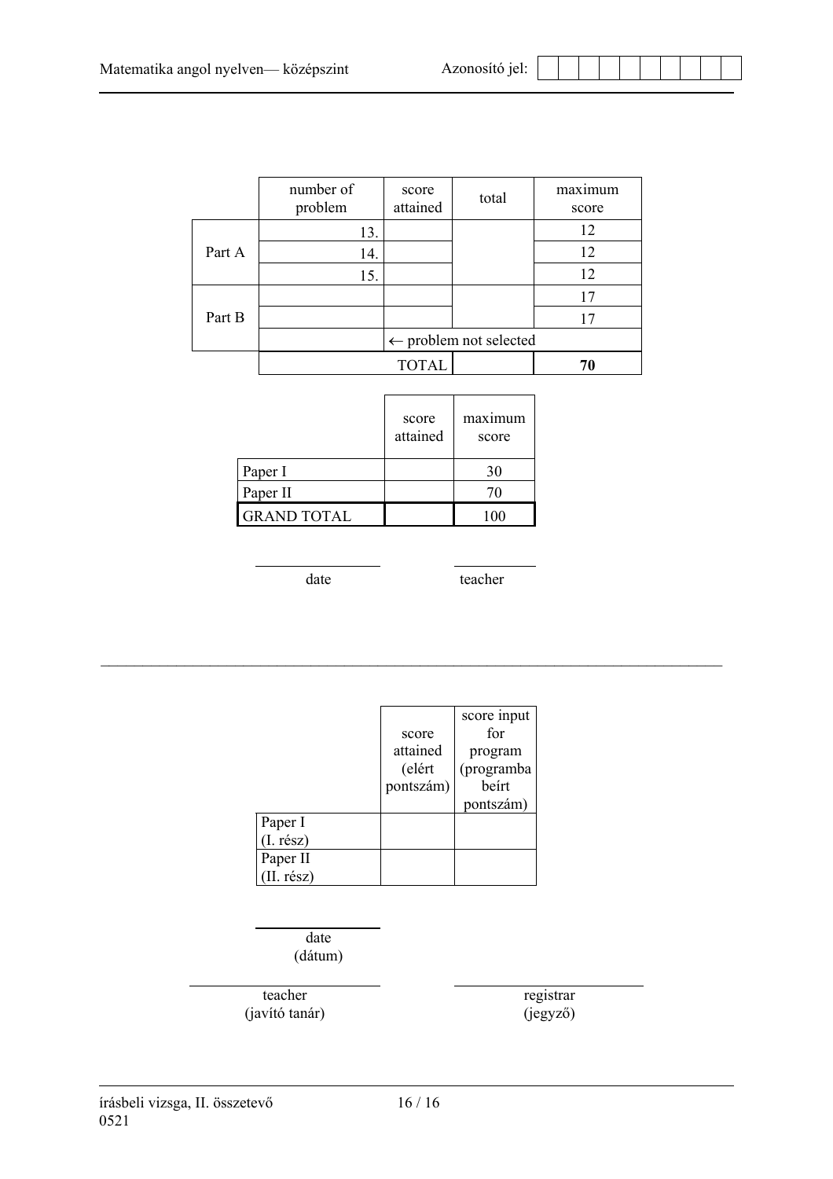| | number of problem | score attained | total | maximum score |
|---|---|---|---|---|
| Part A | 13. | | | 12 |
| | 14. | | | 12 |
| | 15. | | | 12 |
| Part B | | | | 17 |
| | | | | 17 |
| | | ← problem not selected | | |
| | | TOTAL | | **70** |

| | score attained | maximum score |
|---|---|---|
| Paper I | | 30 |
| Paper II | | 70 |
| GRAND TOTAL | | 100 |

date

teacher

---

| | score attained (elért pontszám) | score input for program (programba beírt pontszám) |
|---|---|---|
| Paper I (I. rész) | | |
| Paper II (II. rész) | | |

date (dátum)

teacher (javító tanár)

registrar (jegyző)